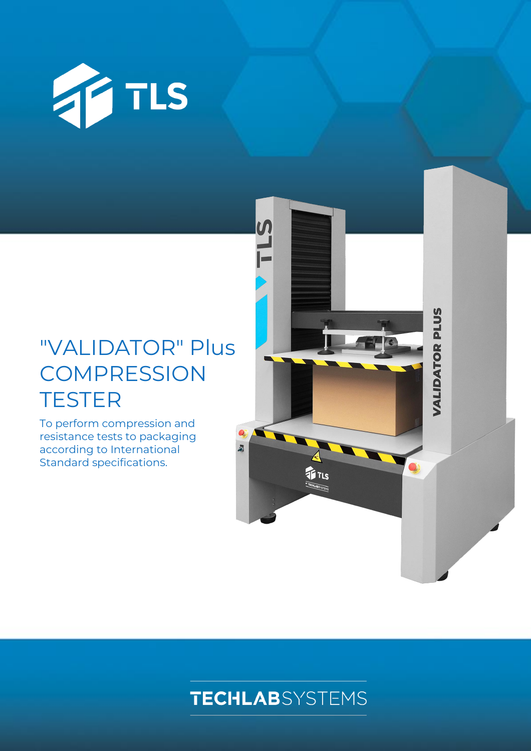TLS

# "VALIDATOR" Plus COMPRESSION TESTER

To perform compression and resistance tests to packaging according to International Standard specifications.

TECHLABSYSTEMS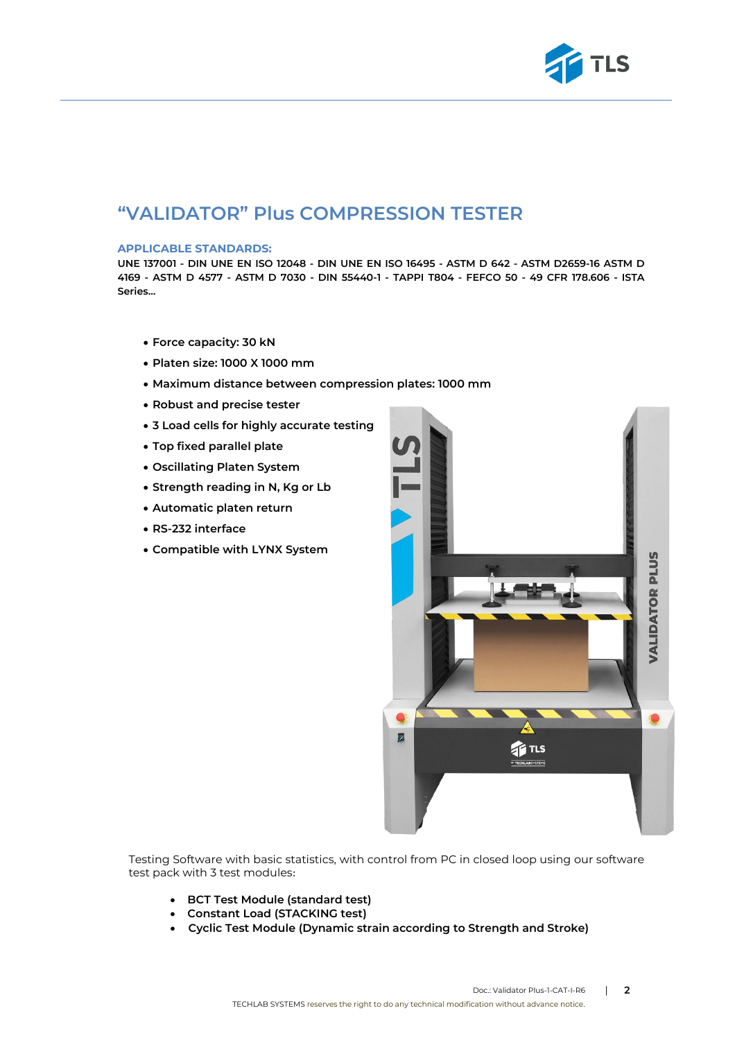# "VALIDATOR" Plus COMPRESSION TESTER

### APPLICABLE STANDARDS:

**UNE 137001 - DIN UNE EN ISO 12048 - DIN UNE EN ISO 16495 - ASTM D 642 - ASTM D2659-16 ASTM D 4169 - ASTM D 4577 - ASTM D 7030 - DIN 55440-1 - TAPPI T804 - FEFCO 50 - 49 CFR 178.606 - ISTA Series...**

- **Force capacity: 30 kN**
- **Platen size: 1000 X 1000 mm**
- **Maximum distance between compression plates: 1000 mm**
- **Robust and precise tester**
- **3 Load cells for highly accurate testing**
- **Top fixed parallel plate**
- **Oscillating Platen System**
- **Strength reading in N, Kg or Lb**
- **Automatic platen return**
- **RS-232 interface**
- **Compatible with LYNX System**

Testing Software with basic statistics, with control from PC in closed loop using our software test pack with 3 test modules:

- **BCT Test Module (standard test)**
- **Constant Load (STACKING test)**
- **Cyclic Test Module (Dynamic strain according to Strength and Stroke)**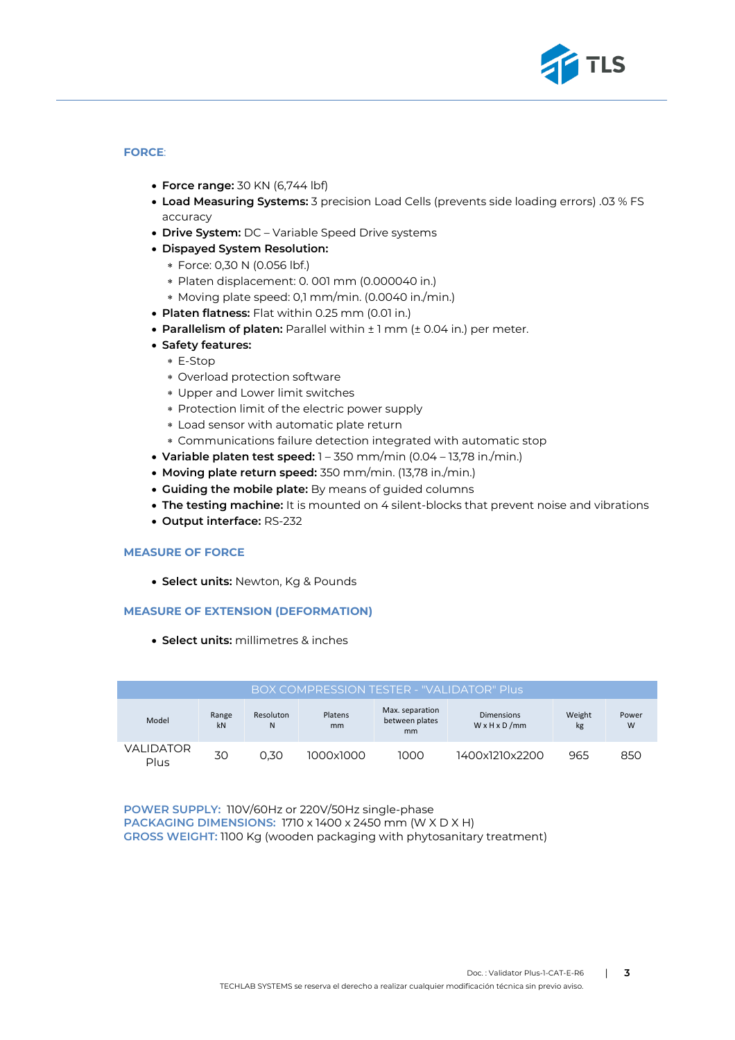## FORCE:

- **Force range:** 30 KN (6,744 lbf)
- **Load Measuring Systems:** 3 precision Load Cells (prevents side loading errors) .03 % FS accuracy
- **Drive System:** DC – Variable Speed Drive systems
- **Dispayed System Resolution:**
  - Force: 0,30 N (0.056 lbf.)
  - Platen displacement: 0. 001 mm (0.000040 in.)
  - Moving plate speed: 0,1 mm/min. (0.0040 in./min.)
- **Platen flatness:** Flat within 0.25 mm (0.01 in.)
- **Parallelism of platen:** Parallel within ± 1 mm (± 0.04 in.) per meter.
- **Safety features:**
  - E-Stop
  - Overload protection software
  - Upper and Lower limit switches
  - Protection limit of the electric power supply
  - Load sensor with automatic plate return
  - Communications failure detection integrated with automatic stop
- **Variable platen test speed:** 1 – 350 mm/min (0.04 – 13,78 in./min.)
- **Moving plate return speed:** 350 mm/min. (13,78 in./min.)
- **Guiding the mobile plate:** By means of guided columns
- **The testing machine:** It is mounted on 4 silent-blocks that prevent noise and vibrations
- **Output interface:** RS-232

## MEASURE OF FORCE

- **Select units:** Newton, Kg & Pounds

## MEASURE OF EXTENSION (DEFORMATION)

- **Select units:** millimetres & inches

| BOX COMPRESSION TESTER - "VALIDATOR" Plus | | | | | | | |
|---|---|---|---|---|---|---|---|
| Model | Range kN | Resoluton N | Platens mm | Max. separation between plates mm | Dimensions W x H x D /mm | Weight kg | Power W |
| VALIDATOR Plus | 30 | 0,30 | 1000x1000 | 1000 | 1400x1210x2200 | 965 | 850 |

**POWER SUPPLY:** 110V/60Hz or 220V/50Hz single-phase
**PACKAGING DIMENSIONS:** 1710 x 1400 x 2450 mm (W X D X H)
**GROSS WEIGHT:** 1100 Kg (wooden packaging with phytosanitary treatment)

Doc. : Validator Plus-1-CAT-E-R6

TECHLAB SYSTEMS se reserva el derecho a realizar cualquier modificación técnica sin previo aviso.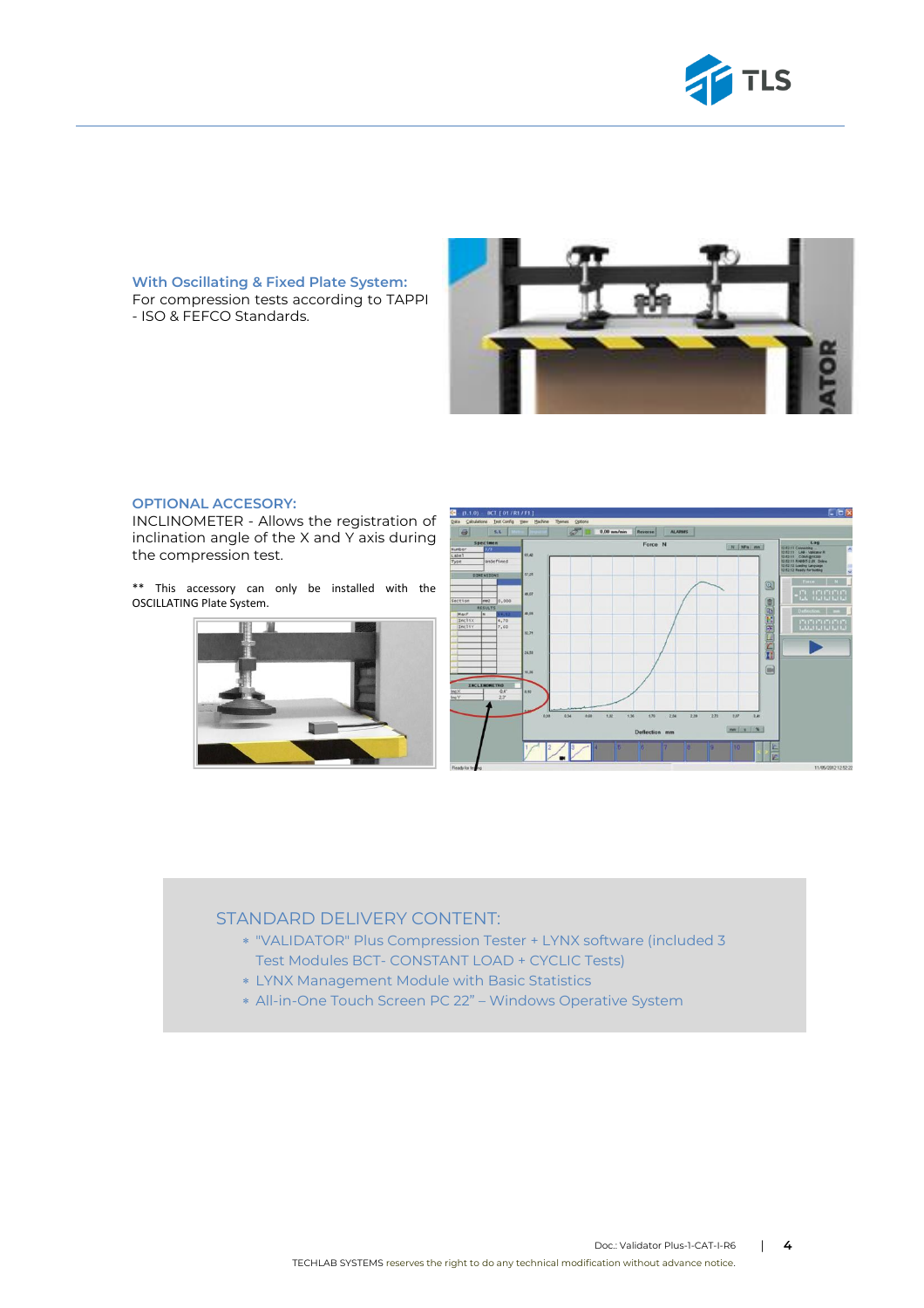**With Oscillating & Fixed Plate System:**
For compression tests according to TAPPI - ISO & FEFCO Standards.

**OPTIONAL ACCESORY:**
INCLINOMETER - Allows the registration of inclination angle of the X and Y axis during the compression test.

** This accessory can only be installed with the OSCILLATING Plate System.

## STANDARD DELIVERY CONTENT:

* "VALIDATOR" Plus Compression Tester + LYNX software (included 3 Test Modules BCT- CONSTANT LOAD + CYCLIC Tests)
* LYNX Management Module with Basic Statistics
* All-in-One Touch Screen PC 22" – Windows Operative System

Doc.: Validator Plus-1-CAT-I-R6

TECHLAB SYSTEMS reserves the right to do any technical modification without advance notice.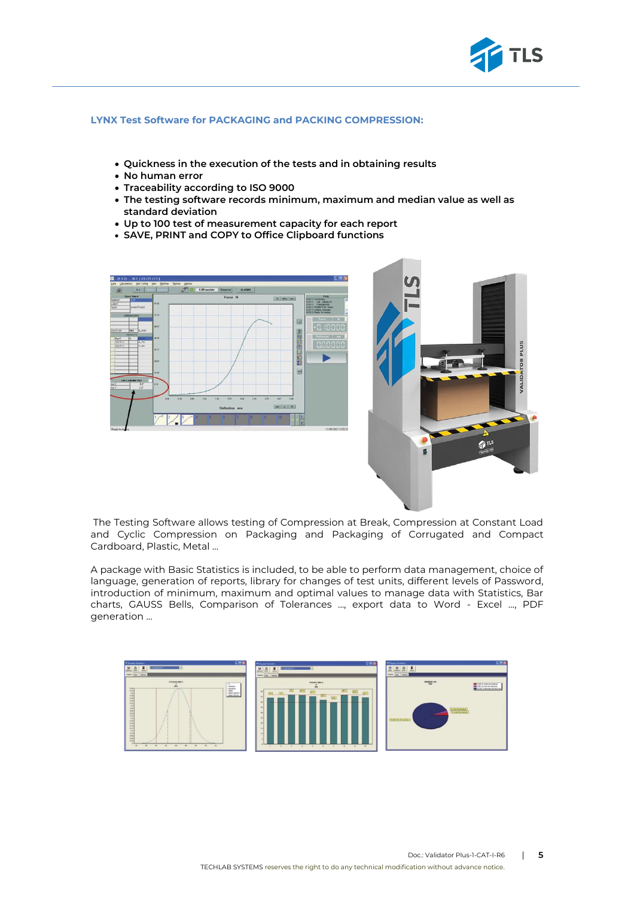### LYNX Test Software for PACKAGING and PACKING COMPRESSION:

- **Quickness in the execution of the tests and in obtaining results**
- **No human error**
- **Traceability according to ISO 9000**
- **The testing software records minimum, maximum and median value as well as standard deviation**
- **Up to 100 test of measurement capacity for each report**
- **SAVE, PRINT and COPY to Office Clipboard functions**

The Testing Software allows testing of Compression at Break, Compression at Constant Load and Cyclic Compression on Packaging and Packaging of Corrugated and Compact Cardboard, Plastic, Metal ...

A package with Basic Statistics is included, to be able to perform data management, choice of language, generation of reports, library for changes of test units, different levels of Password, introduction of minimum, maximum and optimal values to manage data with Statistics, Bar charts, GAUSS Bells, Comparison of Tolerances ..., export data to Word - Excel ..., PDF generation ...

Doc.: Validator Plus-1-CAT-I-R6

TECHLAB SYSTEMS reserves the right to do any technical modification without advance notice.